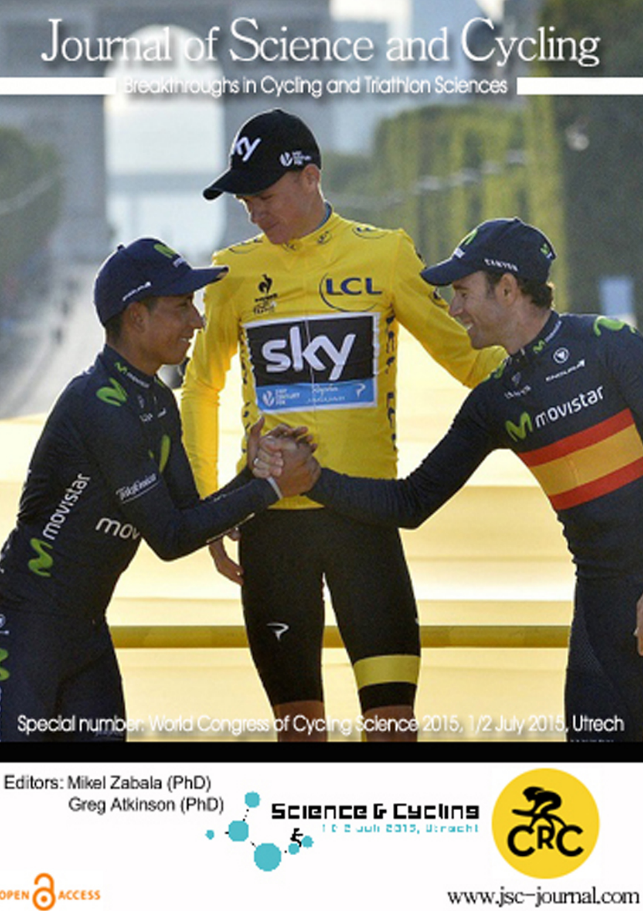# Journal of Science and Cycling

Breakthroughs in Cycling and Triathlon Sciences

Special number: World Congress of Cycling Science 2015, 1/2 July 2015, Utrech

Editors: Mikel Zabala (PhD)
Greg Atkinson (PhD)

Science & Cycling
1 & 2 juli 2015, Utrecht

CRC

OPEN ACCESS

www.jsc-journal.com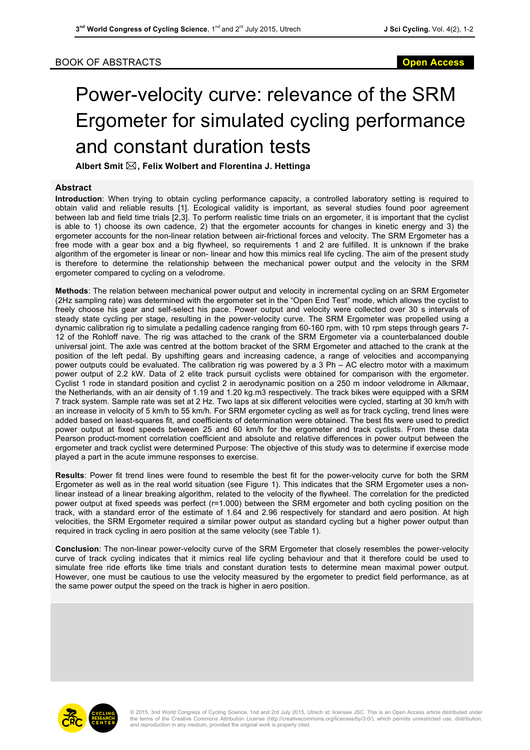BOOK OF ABSTRACTS

# Power-velocity curve: relevance of the SRM Ergometer for simulated cycling performance and constant duration tests

**Albert Smit ✉, Felix Wolbert and Florentina J. Hettinga**

## Abstract

**Introduction**: When trying to obtain cycling performance capacity, a controlled laboratory setting is required to obtain valid and reliable results [1]. Ecological validity is important, as several studies found poor agreement between lab and field time trials [2,3]. To perform realistic time trials on an ergometer, it is important that the cyclist is able to 1) choose its own cadence, 2) that the ergometer accounts for changes in kinetic energy and 3) the ergometer accounts for the non-linear relation between air-frictional forces and velocity. The SRM Ergometer has a free mode with a gear box and a big flywheel, so requirements 1 and 2 are fulfilled. It is unknown if the brake algorithm of the ergometer is linear or non- linear and how this mimics real life cycling. The aim of the present study is therefore to determine the relationship between the mechanical power output and the velocity in the SRM ergometer compared to cycling on a velodrome.

**Methods**: The relation between mechanical power output and velocity in incremental cycling on an SRM Ergometer (2Hz sampling rate) was determined with the ergometer set in the "Open End Test" mode, which allows the cyclist to freely choose his gear and self-select his pace. Power output and velocity were collected over 30 s intervals of steady state cycling per stage, resulting in the power-velocity curve. The SRM Ergometer was propelled using a dynamic calibration rig to simulate a pedalling cadence ranging from 60-160 rpm, with 10 rpm steps through gears 7-12 of the Rohloff nave. The rig was attached to the crank of the SRM Ergometer via a counterbalanced double universal joint. The axle was centred at the bottom bracket of the SRM Ergometer and attached to the crank at the position of the left pedal. By upshifting gears and increasing cadence, a range of velocities and accompanying power outputs could be evaluated. The calibration rig was powered by a 3 Ph – AC electro motor with a maximum power output of 2.2 kW. Data of 2 elite track pursuit cyclists were obtained for comparison with the ergometer. Cyclist 1 rode in standard position and cyclist 2 in aerodynamic position on a 250 m indoor velodrome in Alkmaar, the Netherlands, with an air density of 1.19 and 1.20 kg.m3 respectively. The track bikes were equipped with a SRM 7 track system. Sample rate was set at 2 Hz. Two laps at six different velocities were cycled, starting at 30 km/h with an increase in velocity of 5 km/h to 55 km/h. For SRM ergometer cycling as well as for track cycling, trend lines were added based on least-squares fit, and coefficients of determination were obtained. The best fits were used to predict power output at fixed speeds between 25 and 60 km/h for the ergometer and track cyclists. From these data Pearson product-moment correlation coefficient and absolute and relative differences in power output between the ergometer and track cyclist were determined Purpose: The objective of this study was to determine if exercise mode played a part in the acute immune responses to exercise.

**Results**: Power fit trend lines were found to resemble the best fit for the power-velocity curve for both the SRM Ergometer as well as in the real world situation (see Figure 1). This indicates that the SRM Ergometer uses a non-linear instead of a linear breaking algorithm, related to the velocity of the flywheel. The correlation for the predicted power output at fixed speeds was perfect (r=1.000) between the SRM ergometer and both cycling position on the track, with a standard error of the estimate of 1.64 and 2.96 respectively for standard and aero position. At high velocities, the SRM Ergometer required a similar power output as standard cycling but a higher power output than required in track cycling in aero position at the same velocity (see Table 1).

**Conclusion**: The non-linear power-velocity curve of the SRM Ergometer that closely resembles the power-velocity curve of track cycling indicates that it mimics real life cycling behaviour and that it therefore could be used to simulate free ride efforts like time trials and constant duration tests to determine mean maximal power output. However, one must be cautious to use the velocity measured by the ergometer to predict field performance, as at the same power output the speed on the track is higher in aero position.

© 2015, 3nd World Congress of Cycling Science, 1nd and 2rd July 2015, Utrech st; licensee JSC. This is an Open Access article distributed under the terms of the Creative Commons Attribution License (http://creativecommons.org/licenses/by/3.0/), which permits unrestricted use, distribution, and reproduction in any medium, provided the original work is properly cited.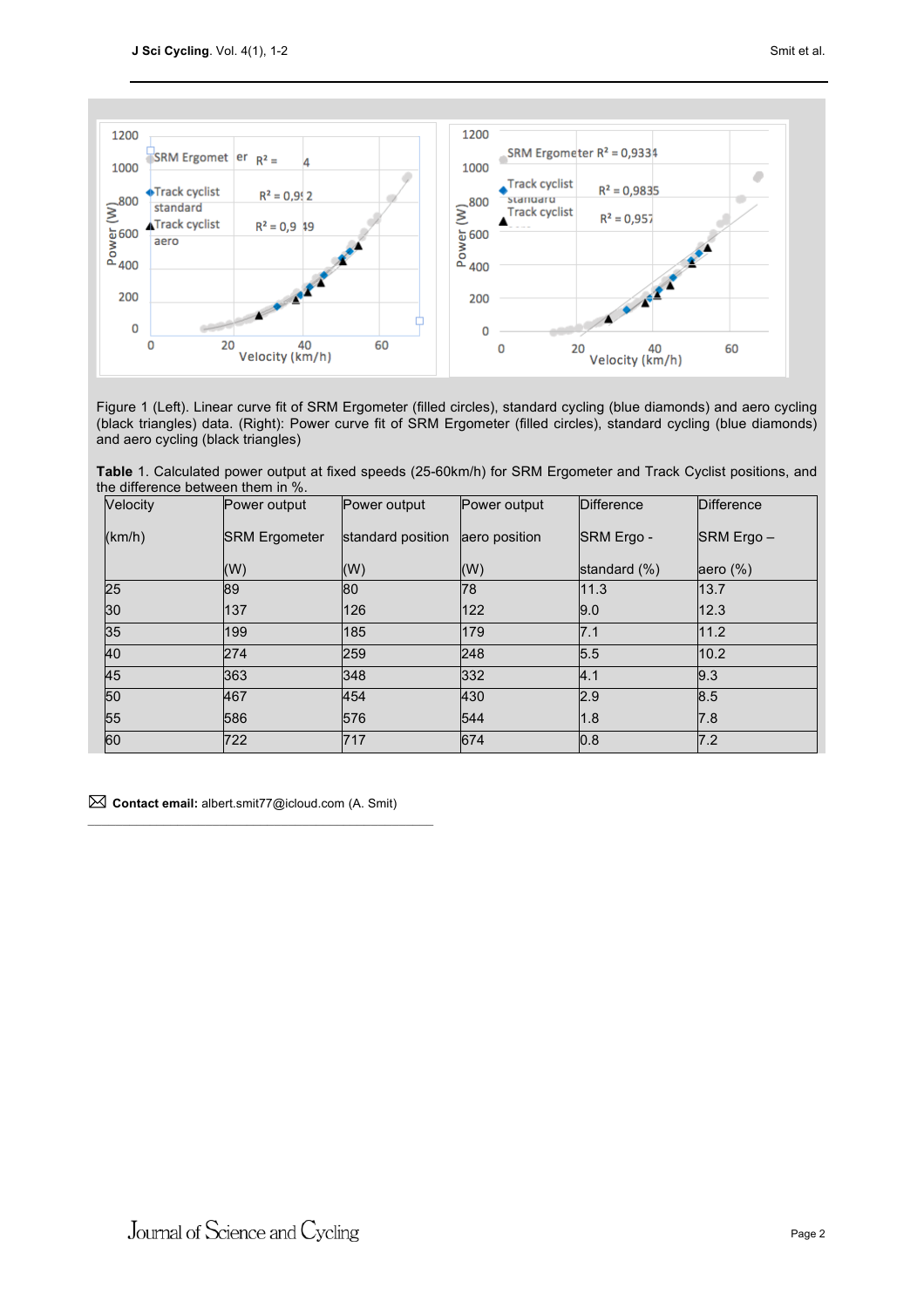1200
1000
800
600
400
200
0
0
20
40
60
Velocity (km/h)
Power (W)
SRM Ergomet er R² = 4
Track cyclist standard R² = 0,9! 2
Track cyclist aero R² = 0,9 19

1200
1000
800
600
400
200
0
0
20
40
60
Velocity (km/h)
Power (W)
SRM Ergometer R² = 0,9334
Track cyclist standard R² = 0,9835
Track cyclist R² = 0,957

Figure 1 (Left). Linear curve fit of SRM Ergometer (filled circles), standard cycling (blue diamonds) and aero cycling (black triangles) data. (Right): Power curve fit of SRM Ergometer (filled circles), standard cycling (blue diamonds) and aero cycling (black triangles)

**Table** 1. Calculated power output at fixed speeds (25-60km/h) for SRM Ergometer and Track Cyclist positions, and the difference between them in %.

| Velocity (km/h) | Power output SRM Ergometer (W) | Power output standard position (W) | Power output aero position (W) | Difference SRM Ergo - standard (%) | Difference SRM Ergo – aero (%) |
|---|---|---|---|---|---|
| 25 | 89 | 80 | 78 | 11.3 | 13.7 |
| 30 | 137 | 126 | 122 | 9.0 | 12.3 |
| 35 | 199 | 185 | 179 | 7.1 | 11.2 |
| 40 | 274 | 259 | 248 | 5.5 | 10.2 |
| 45 | 363 | 348 | 332 | 4.1 | 9.3 |
| 50 | 467 | 454 | 430 | 2.9 | 8.5 |
| 55 | 586 | 576 | 544 | 1.8 | 7.8 |
| 60 | 722 | 717 | 674 | 0.8 | 7.2 |

✉ **Contact email:** albert.smit77@icloud.com (A. Smit)